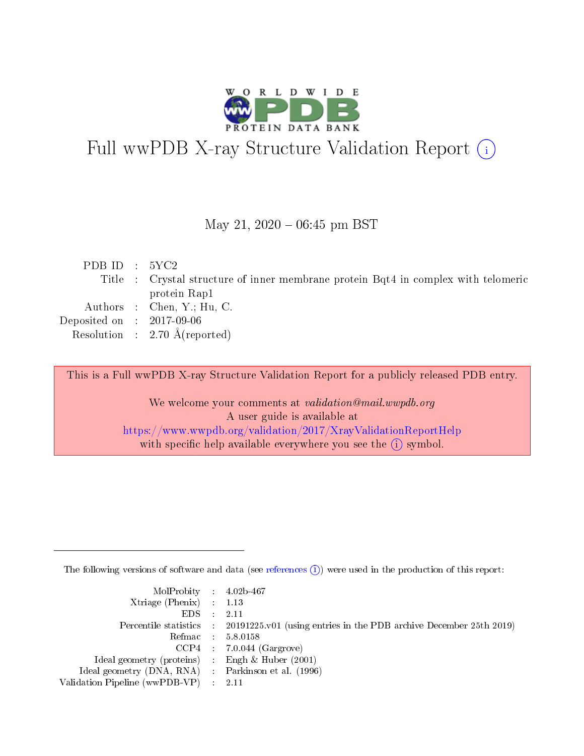# Full wwPDB X-ray Structure Validation Report (i)

May 21, 2020 – 06:45 pm BST

| | | |
|---|---|---|
| PDB ID | : | 5YC2 |
| Title | : | Crystal structure of inner membrane protein Bqt4 in complex with telomeric protein Rap1 |
| Authors | : | Chen, Y.; Hu, C. |
| Deposited on | : | 2017-09-06 |
| Resolution | : | 2.70 Å(reported) |

This is a Full wwPDB X-ray Structure Validation Report for a publicly released PDB entry.

We welcome your comments at *validation@mail.wwpdb.org*
A user guide is available at
https://www.wwpdb.org/validation/2017/XrayValidationReportHelp
with specific help available everywhere you see the (i) symbol.

The following versions of software and data (see references (i)) were used in the production of this report:

| | | |
|---|---|---|
| MolProbity | : | 4.02b-467 |
| Xtriage (Phenix) | : | 1.13 |
| EDS | : | 2.11 |
| Percentile statistics | : | 20191225.v01 (using entries in the PDB archive December 25th 2019) |
| Refmac | : | 5.8.0158 |
| CCP4 | : | 7.0.044 (Gargrove) |
| Ideal geometry (proteins) | : | Engh & Huber (2001) |
| Ideal geometry (DNA, RNA) | : | Parkinson et al. (1996) |
| Validation Pipeline (wwPDB-VP) | : | 2.11 |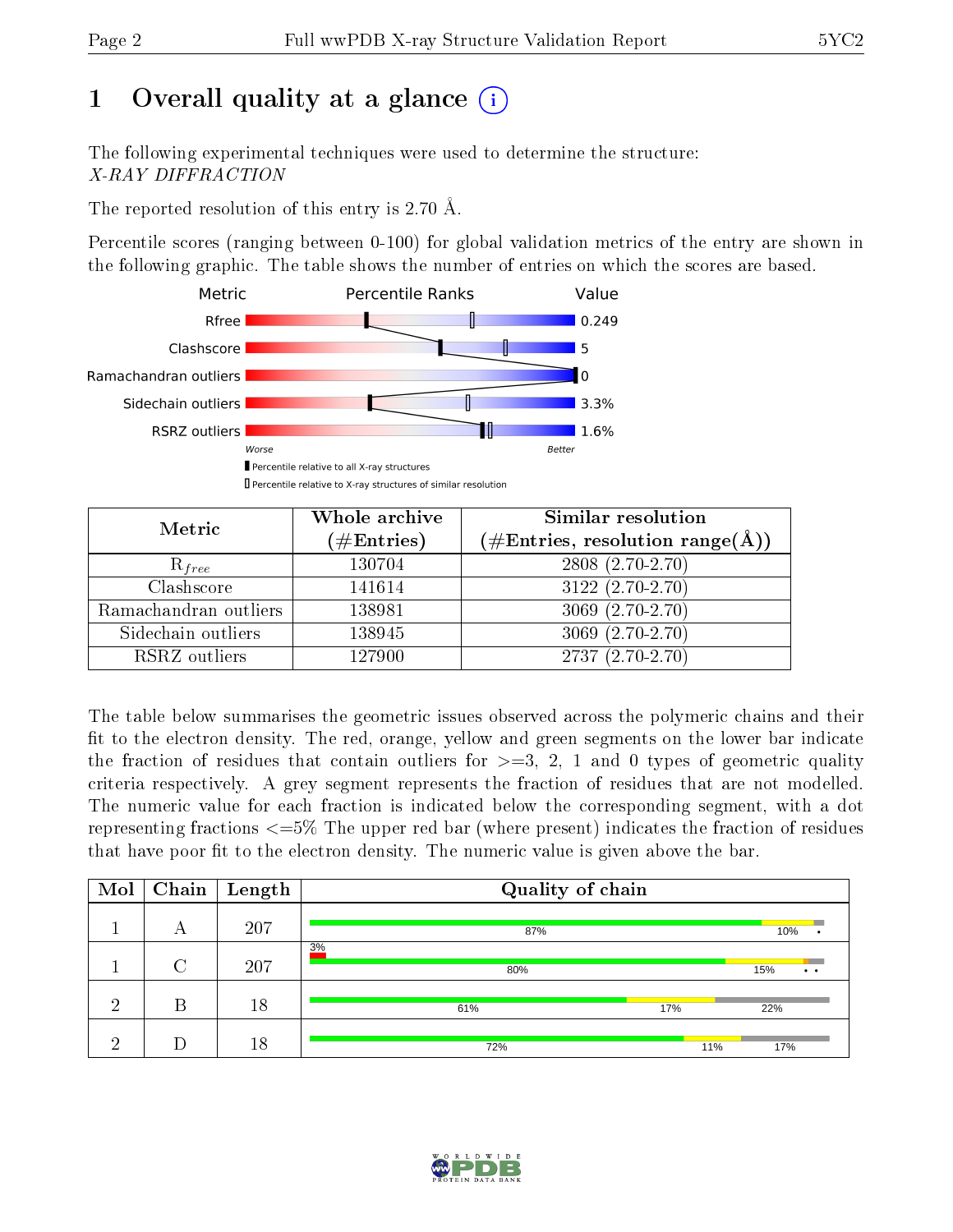# 1 Overall quality at a glance (i)

The following experimental techniques were used to determine the structure:
*X-RAY DIFFRACTION*

The reported resolution of this entry is 2.70 Å.

Percentile scores (ranging between 0-100) for global validation metrics of the entry are shown in the following graphic. The table shows the number of entries on which the scores are based.

Metric
Percentile Ranks
Value
Rfree 0.249
Clashscore 5
Ramachandran outliers 0
Sidechain outliers 3.3%
RSRZ outliers 1.6%
Worse
Better
Percentile relative to all X-ray structures
Percentile relative to X-ray structures of similar resolution

| Metric | Whole archive (#Entries) | Similar resolution (#Entries, resolution range(Å)) |
|---|---|---|
| $R_{free}$ | 130704 | 2808 (2.70-2.70) |
| Clashscore | 141614 | 3122 (2.70-2.70) |
| Ramachandran outliers | 138981 | 3069 (2.70-2.70) |
| Sidechain outliers | 138945 | 3069 (2.70-2.70) |
| RSRZ outliers | 127900 | 2737 (2.70-2.70) |

The table below summarises the geometric issues observed across the polymeric chains and their fit to the electron density. The red, orange, yellow and green segments on the lower bar indicate the fraction of residues that contain outliers for >=3, 2, 1 and 0 types of geometric quality criteria respectively. A grey segment represents the fraction of residues that are not modelled. The numeric value for each fraction is indicated below the corresponding segment, with a dot representing fractions <=5% The upper red bar (where present) indicates the fraction of residues that have poor fit to the electron density. The numeric value is given above the bar.

| Mol | Chain | Length | Quality of chain |
|---|---|---|---|
| 1 | A | 207 | 87% 10% • |
| 1 | C | 207 | 3% 80% 15% • • |
| 2 | B | 18 | 61% 17% 22% |
| 2 | D | 18 | 72% 11% 17% |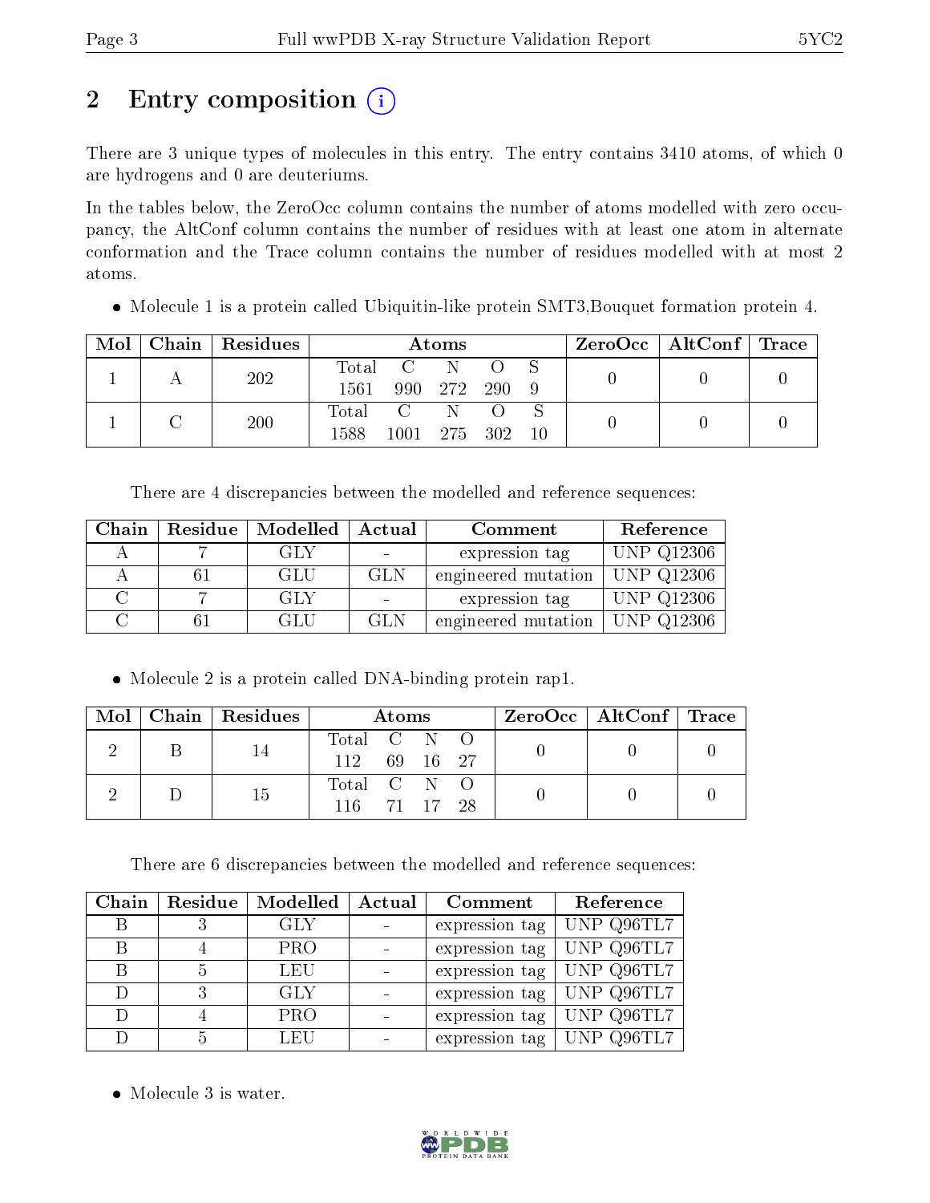# 2 Entry composition

There are 3 unique types of molecules in this entry. The entry contains 3410 atoms, of which 0 are hydrogens and 0 are deuteriums.

In the tables below, the ZeroOcc column contains the number of atoms modelled with zero occupancy, the AltConf column contains the number of residues with at least one atom in alternate conformation and the Trace column contains the number of residues modelled with at most 2 atoms.

- Molecule 1 is a protein called Ubiquitin-like protein SMT3,Bouquet formation protein 4.

| Mol | Chain | Residues | Atoms | | | | | ZeroOcc | AltConf | Trace |
|---|---|---|---|---|---|---|---|---|---|---|
| | | | Total | C | N | O | S | | | |
| 1 | A | 202 | 1561 | 990 | 272 | 290 | 9 | 0 | 0 | 0 |
| 1 | C | 200 | 1588 | 1001 | 275 | 302 | 10 | 0 | 0 | 0 |

There are 4 discrepancies between the modelled and reference sequences:

| Chain | Residue | Modelled | Actual | Comment | Reference |
|---|---|---|---|---|---|
| A | 7 | GLY | - | expression tag | UNP Q12306 |
| A | 61 | GLU | GLN | engineered mutation | UNP Q12306 |
| C | 7 | GLY | - | expression tag | UNP Q12306 |
| C | 61 | GLU | GLN | engineered mutation | UNP Q12306 |

- Molecule 2 is a protein called DNA-binding protein rap1.

| Mol | Chain | Residues | Atoms | | | | ZeroOcc | AltConf | Trace |
|---|---|---|---|---|---|---|---|---|---|
| | | | Total | C | N | O | | | |
| 2 | B | 14 | 112 | 69 | 16 | 27 | 0 | 0 | 0 |
| 2 | D | 15 | 116 | 71 | 17 | 28 | 0 | 0 | 0 |

There are 6 discrepancies between the modelled and reference sequences:

| Chain | Residue | Modelled | Actual | Comment | Reference |
|---|---|---|---|---|---|
| B | 3 | GLY | - | expression tag | UNP Q96TL7 |
| B | 4 | PRO | - | expression tag | UNP Q96TL7 |
| B | 5 | LEU | - | expression tag | UNP Q96TL7 |
| D | 3 | GLY | - | expression tag | UNP Q96TL7 |
| D | 4 | PRO | - | expression tag | UNP Q96TL7 |
| D | 5 | LEU | - | expression tag | UNP Q96TL7 |

- Molecule 3 is water.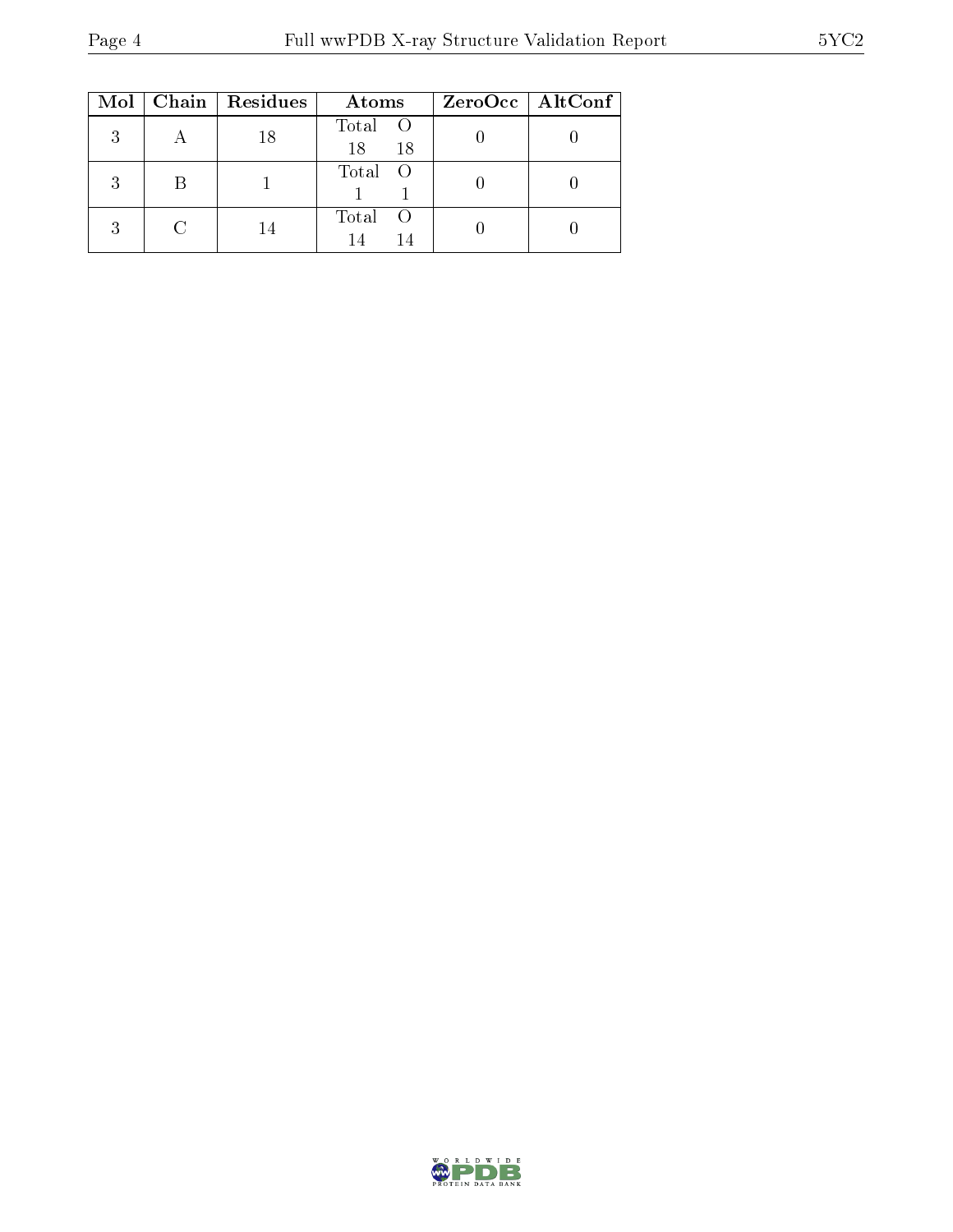| Mol | Chain | Residues | Atoms | | ZeroOcc | AltConf |
|---|---|---|---|---|---|---|
| | | | Total | O | | |
| 3 | A | 18 | 18 | 18 | 0 | 0 |
| | | | Total | O | | |
| 3 | B | 1 | 1 | 1 | 0 | 0 |
| | | | Total | O | | |
| 3 | C | 14 | 14 | 14 | 0 | 0 |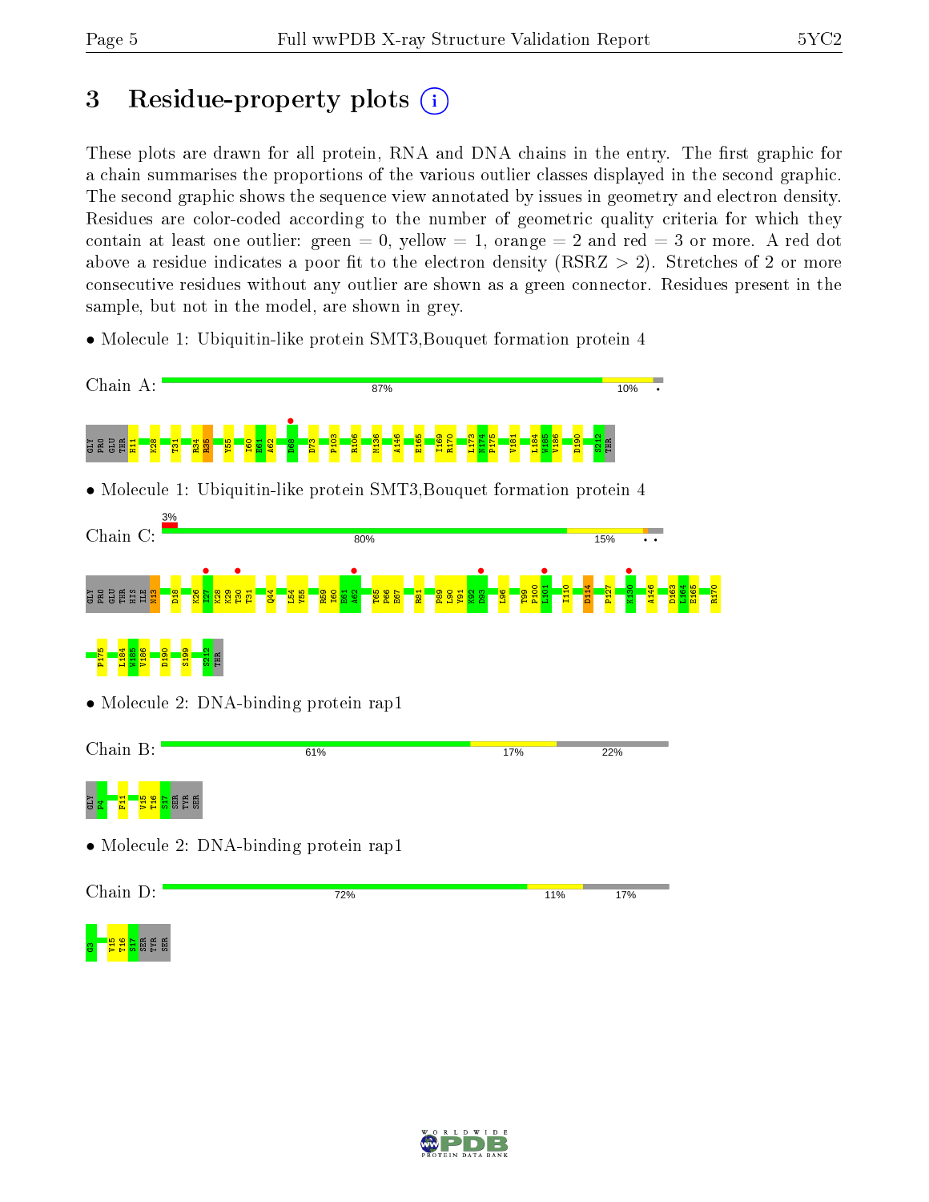# 3 Residue-property plots

These plots are drawn for all protein, RNA and DNA chains in the entry. The first graphic for a chain summarises the proportions of the various outlier classes displayed in the second graphic. The second graphic shows the sequence view annotated by issues in geometry and electron density. Residues are color-coded according to the number of geometric quality criteria for which they contain at least one outlier: green = 0, yellow = 1, orange = 2 and red = 3 or more. A red dot above a residue indicates a poor fit to the electron density (RSRZ > 2). Stretches of 2 or more consecutive residues without any outlier are shown as a green connector. Residues present in the sample, but not in the model, are shown in grey.

- Molecule 1: Ubiquitin-like protein SMT3,Bouquet formation protein 4

Chain A:

87%
10%

GLY PRO GLU THR H11 K28 T31 R34 R35 Y55 I60 E61 A62 D68 D73 P103 R106 M136 A146 E165 I169 R170 L173 N174 P175 V181 L184 W185 V186 D190 S212 THR

- Molecule 1: Ubiquitin-like protein SMT3,Bouquet formation protein 4

Chain C:

3%
80%
15%

GLY PRO GLU THR HIS ILE N13 D18 K26 I27 K28 K29 T30 T31 Q44 L54 Y55 R59 I60 E61 A62 T65 P66 E67 R81 P89 I90 Y91 K92 D93 L96 T99 P100 L101 I110 D114 P127 K130 A146 D163 L164 E165 R170 P175 L184 W185 V186 D190 S199 S212 THR

- Molecule 2: DNA-binding protein rap1

Chain B:

61%
17%
22%

GLY P4 F11 V15 T16 S17 SER TYR SER

- Molecule 2: DNA-binding protein rap1

Chain D:

72%
11%
17%

G3 V15 T16 S17 SER TYR SER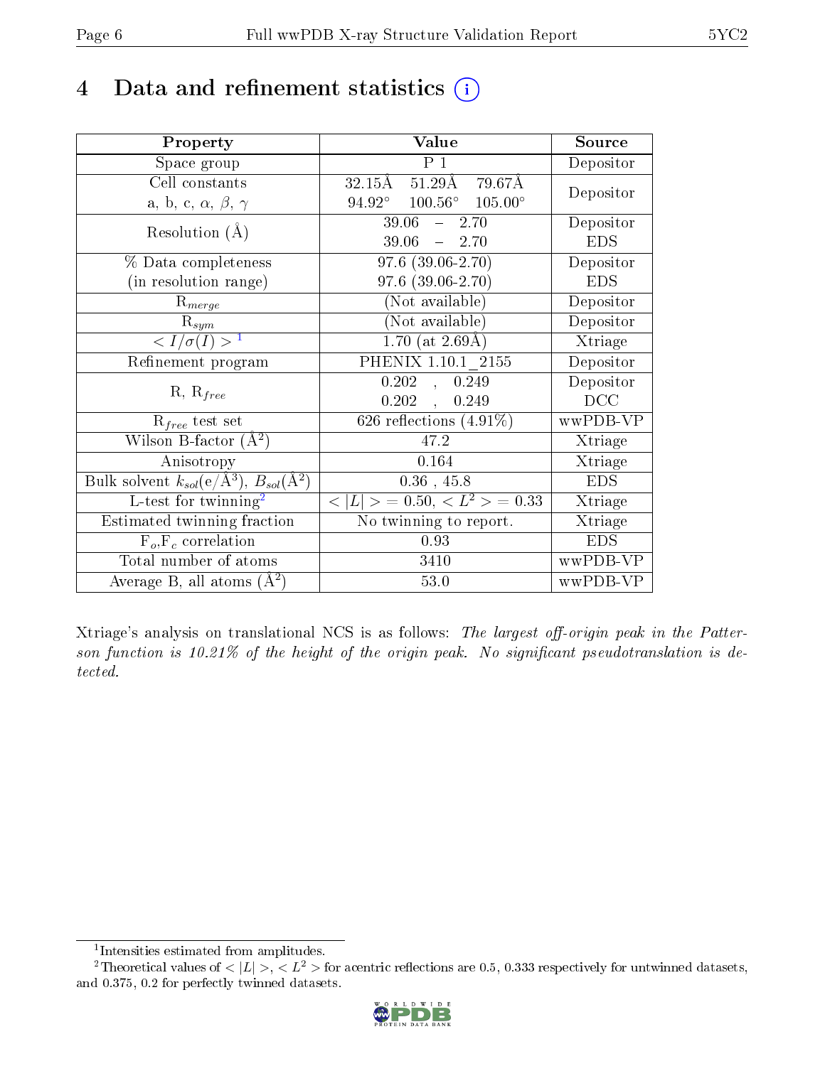# 4 Data and refinement statistics (i)

| Property | Value | Source |
|---|---|---|
| Space group | P 1 | Depositor |
| Cell constants<br>a, b, c, $\alpha$, $\beta$, $\gamma$ | 32.15Å 51.29Å 79.67Å<br>94.92° 100.56° 105.00° | Depositor |
| Resolution (Å) | 39.06 – 2.70<br>39.06 – 2.70 | Depositor<br>EDS |
| % Data completeness<br>(in resolution range) | 97.6 (39.06-2.70)<br>97.6 (39.06-2.70) | Depositor<br>EDS |
| $R_{merge}$ | (Not available) | Depositor |
| $R_{sym}$ | (Not available) | Depositor |
| $< I/\sigma(I) >$ [1] | 1.70 (at 2.69Å) | Xtriage |
| Refinement program | PHENIX 1.10.1_2155 | Depositor |
| R, $R_{free}$ | 0.202 , 0.249<br>0.202 , 0.249 | Depositor<br>DCC |
| $R_{free}$ test set | 626 reflections (4.91%) | wwPDB-VP |
| Wilson B-factor (Å$^2$) | 47.2 | Xtriage |
| Anisotropy | 0.164 | Xtriage |
| Bulk solvent $k_{sol}$(e/Å$^3$), $B_{sol}$(Å$^2$) | 0.36 , 45.8 | EDS |
| L-test for twinning[2] | $< \|L\| >$ = 0.50, $< L^2 >$ = 0.33 | Xtriage |
| Estimated twinning fraction | No twinning to report. | Xtriage |
| $F_o$,$F_c$ correlation | 0.93 | EDS |
| Total number of atoms | 3410 | wwPDB-VP |
| Average B, all atoms (Å$^2$) | 53.0 | wwPDB-VP |

Xtriage's analysis on translational NCS is as follows: *The largest off-origin peak in the Patterson function is 10.21% of the height of the origin peak. No significant pseudotranslation is detected.*

[1] Intensities estimated from amplitudes.

[2] Theoretical values of $< |L| >$, $< L^2 >$ for acentric reflections are 0.5, 0.333 respectively for untwinned datasets, and 0.375, 0.2 for perfectly twinned datasets.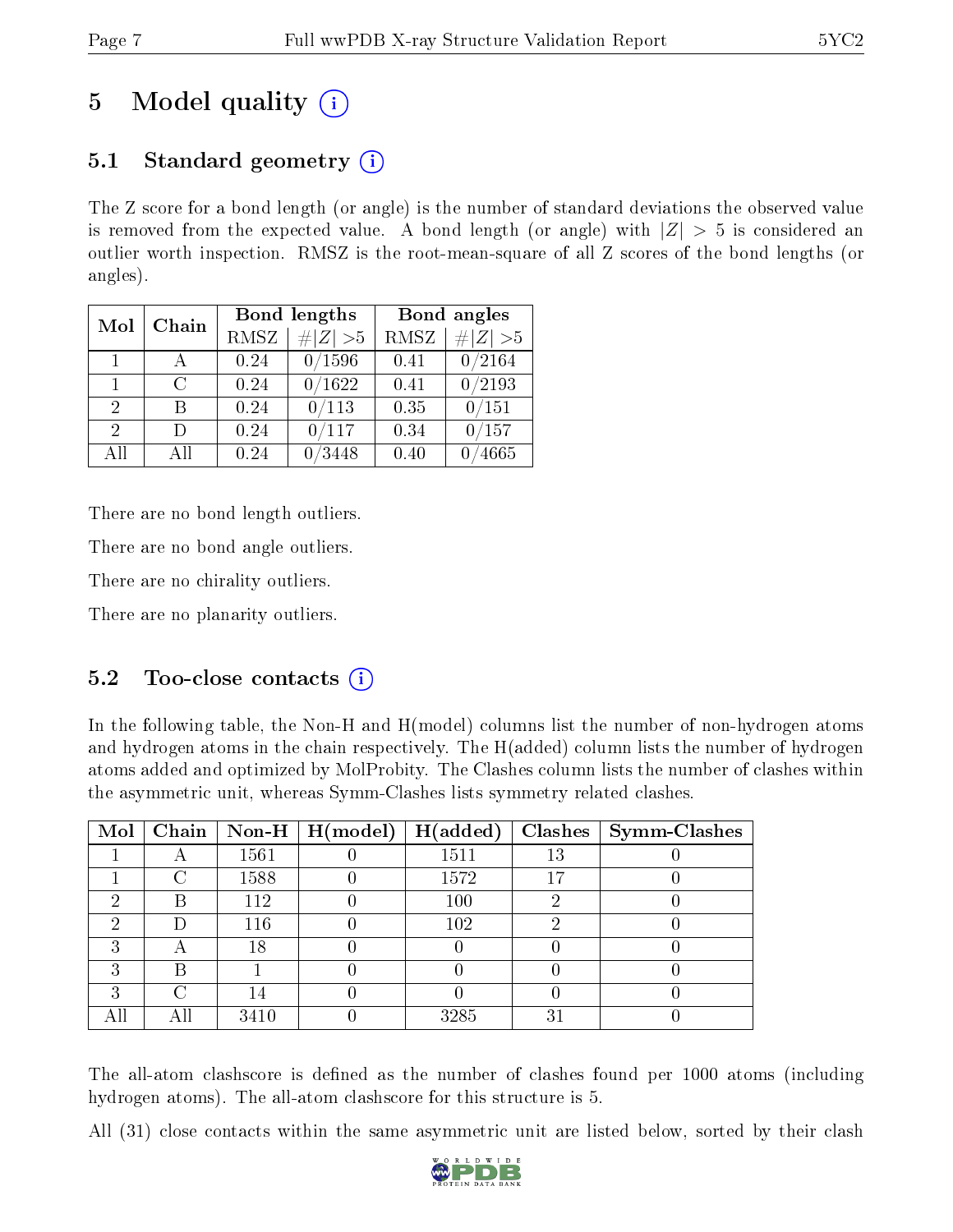# 5 Model quality (i)

## 5.1 Standard geometry (i)

The Z score for a bond length (or angle) is the number of standard deviations the observed value is removed from the expected value. A bond length (or angle) with $|Z| > 5$ is considered an outlier worth inspection. RMSZ is the root-mean-square of all Z scores of the bond lengths (or angles).

| Mol | Chain | Bond lengths | | Bond angles | |
|---|---|---|---|---|---|
| | | RMSZ | #\|Z\| >5 | RMSZ | #\|Z\| >5 |
| 1 | A | 0.24 | 0/1596 | 0.41 | 0/2164 |
| 1 | C | 0.24 | 0/1622 | 0.41 | 0/2193 |
| 2 | B | 0.24 | 0/113 | 0.35 | 0/151 |
| 2 | D | 0.24 | 0/117 | 0.34 | 0/157 |
| All | All | 0.24 | 0/3448 | 0.40 | 0/4665 |

There are no bond length outliers.

There are no bond angle outliers.

There are no chirality outliers.

There are no planarity outliers.

## 5.2 Too-close contacts (i)

In the following table, the Non-H and H(model) columns list the number of non-hydrogen atoms and hydrogen atoms in the chain respectively. The H(added) column lists the number of hydrogen atoms added and optimized by MolProbity. The Clashes column lists the number of clashes within the asymmetric unit, whereas Symm-Clashes lists symmetry related clashes.

| Mol | Chain | Non-H | H(model) | H(added) | Clashes | Symm-Clashes |
|---|---|---|---|---|---|---|
| 1 | A | 1561 | 0 | 1511 | 13 | 0 |
| 1 | C | 1588 | 0 | 1572 | 17 | 0 |
| 2 | B | 112 | 0 | 100 | 2 | 0 |
| 2 | D | 116 | 0 | 102 | 2 | 0 |
| 3 | A | 18 | 0 | 0 | 0 | 0 |
| 3 | B | 1 | 0 | 0 | 0 | 0 |
| 3 | C | 14 | 0 | 0 | 0 | 0 |
| All | All | 3410 | 0 | 3285 | 31 | 0 |

The all-atom clashscore is defined as the number of clashes found per 1000 atoms (including hydrogen atoms). The all-atom clashscore for this structure is 5.

All (31) close contacts within the same asymmetric unit are listed below, sorted by their clash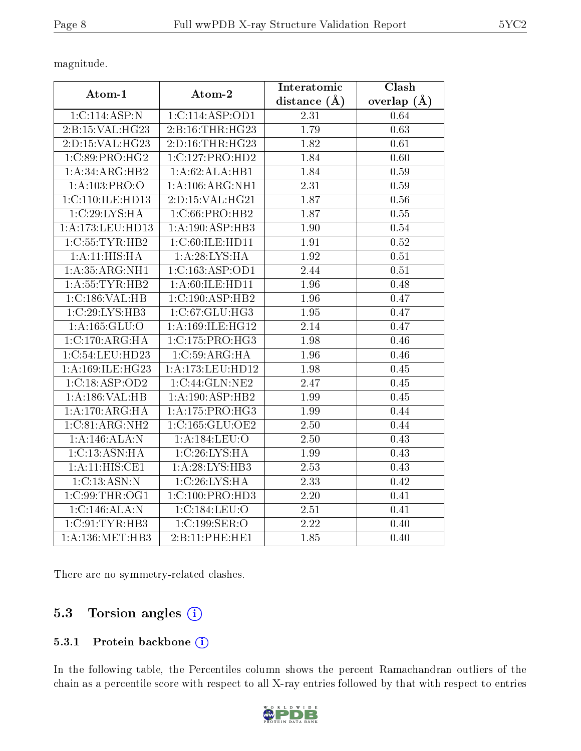magnitude.

| Atom-1 | Atom-2 | Interatomic distance (Å) | Clash overlap (Å) |
|---|---|---|---|
| 1:C:114:ASP:N | 1:C:114:ASP:OD1 | 2.31 | 0.64 |
| 2:B:15:VAL:HG23 | 2:B:16:THR:HG23 | 1.79 | 0.63 |
| 2:D:15:VAL:HG23 | 2:D:16:THR:HG23 | 1.82 | 0.61 |
| 1:C:89:PRO:HG2 | 1:C:127:PRO:HD2 | 1.84 | 0.60 |
| 1:A:34:ARG:HB2 | 1:A:62:ALA:HB1 | 1.84 | 0.59 |
| 1:A:103:PRO:O | 1:A:106:ARG:NH1 | 2.31 | 0.59 |
| 1:C:110:ILE:HD13 | 2:D:15:VAL:HG21 | 1.87 | 0.56 |
| 1:C:29:LYS:HA | 1:C:66:PRO:HB2 | 1.87 | 0.55 |
| 1:A:173:LEU:HD13 | 1:A:190:ASP:HB3 | 1.90 | 0.54 |
| 1:C:55:TYR:HB2 | 1:C:60:ILE:HD11 | 1.91 | 0.52 |
| 1:A:11:HIS:HA | 1:A:28:LYS:HA | 1.92 | 0.51 |
| 1:A:35:ARG:NH1 | 1:C:163:ASP:OD1 | 2.44 | 0.51 |
| 1:A:55:TYR:HB2 | 1:A:60:ILE:HD11 | 1.96 | 0.48 |
| 1:C:186:VAL:HB | 1:C:190:ASP:HB2 | 1.96 | 0.47 |
| 1:C:29:LYS:HB3 | 1:C:67:GLU:HG3 | 1.95 | 0.47 |
| 1:A:165:GLU:O | 1:A:169:ILE:HG12 | 2.14 | 0.47 |
| 1:C:170:ARG:HA | 1:C:175:PRO:HG3 | 1.98 | 0.46 |
| 1:C:54:LEU:HD23 | 1:C:59:ARG:HA | 1.96 | 0.46 |
| 1:A:169:ILE:HG23 | 1:A:173:LEU:HD12 | 1.98 | 0.45 |
| 1:C:18:ASP:OD2 | 1:C:44:GLN:NE2 | 2.47 | 0.45 |
| 1:A:186:VAL:HB | 1:A:190:ASP:HB2 | 1.99 | 0.45 |
| 1:A:170:ARG:HA | 1:A:175:PRO:HG3 | 1.99 | 0.44 |
| 1:C:81:ARG:NH2 | 1:C:165:GLU:OE2 | 2.50 | 0.44 |
| 1:A:146:ALA:N | 1:A:184:LEU:O | 2.50 | 0.43 |
| 1:C:13:ASN:HA | 1:C:26:LYS:HA | 1.99 | 0.43 |
| 1:A:11:HIS:CE1 | 1:A:28:LYS:HB3 | 2.53 | 0.43 |
| 1:C:13:ASN:N | 1:C:26:LYS:HA | 2.33 | 0.42 |
| 1:C:99:THR:OG1 | 1:C:100:PRO:HD3 | 2.20 | 0.41 |
| 1:C:146:ALA:N | 1:C:184:LEU:O | 2.51 | 0.41 |
| 1:C:91:TYR:HB3 | 1:C:199:SER:O | 2.22 | 0.40 |
| 1:A:136:MET:HB3 | 2:B:11:PHE:HE1 | 1.85 | 0.40 |

There are no symmetry-related clashes.

## 5.3 Torsion angles (i)

### 5.3.1 Protein backbone (i)

In the following table, the Percentiles column shows the percent Ramachandran outliers of the chain as a percentile score with respect to all X-ray entries followed by that with respect to entries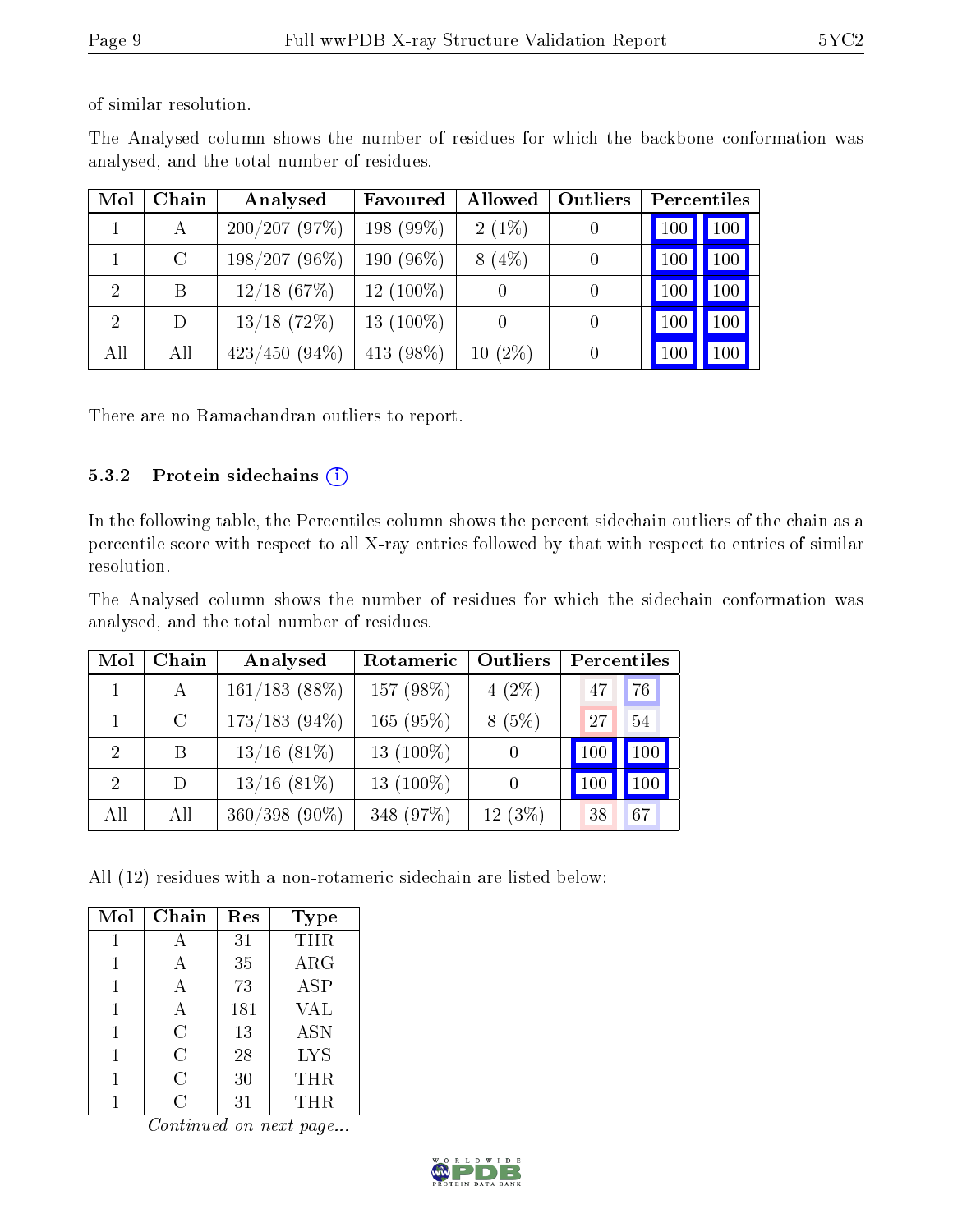of similar resolution.

The Analysed column shows the number of residues for which the backbone conformation was analysed, and the total number of residues.

| Mol | Chain | Analysed | Favoured | Allowed | Outliers | Percentiles | |
|---|---|---|---|---|---|---|---|
| 1 | A | 200/207 (97%) | 198 (99%) | 2 (1%) | 0 | 100 | 100 |
| 1 | C | 198/207 (96%) | 190 (96%) | 8 (4%) | 0 | 100 | 100 |
| 2 | B | 12/18 (67%) | 12 (100%) | 0 | 0 | 100 | 100 |
| 2 | D | 13/18 (72%) | 13 (100%) | 0 | 0 | 100 | 100 |
| All | All | 423/450 (94%) | 413 (98%) | 10 (2%) | 0 | 100 | 100 |

There are no Ramachandran outliers to report.

### 5.3.2 Protein sidechains

In the following table, the Percentiles column shows the percent sidechain outliers of the chain as a percentile score with respect to all X-ray entries followed by that with respect to entries of similar resolution.

The Analysed column shows the number of residues for which the sidechain conformation was analysed, and the total number of residues.

| Mol | Chain | Analysed | Rotameric | Outliers | Percentiles | |
|---|---|---|---|---|---|---|
| 1 | A | 161/183 (88%) | 157 (98%) | 4 (2%) | 47 | 76 |
| 1 | C | 173/183 (94%) | 165 (95%) | 8 (5%) | 27 | 54 |
| 2 | B | 13/16 (81%) | 13 (100%) | 0 | 100 | 100 |
| 2 | D | 13/16 (81%) | 13 (100%) | 0 | 100 | 100 |
| All | All | 360/398 (90%) | 348 (97%) | 12 (3%) | 38 | 67 |

All (12) residues with a non-rotameric sidechain are listed below:

| Mol | Chain | Res | Type |
|---|---|---|---|
| 1 | A | 31 | THR |
| 1 | A | 35 | ARG |
| 1 | A | 73 | ASP |
| 1 | A | 181 | VAL |
| 1 | C | 13 | ASN |
| 1 | C | 28 | LYS |
| 1 | C | 30 | THR |
| 1 | C | 31 | THR |

*Continued on next page...*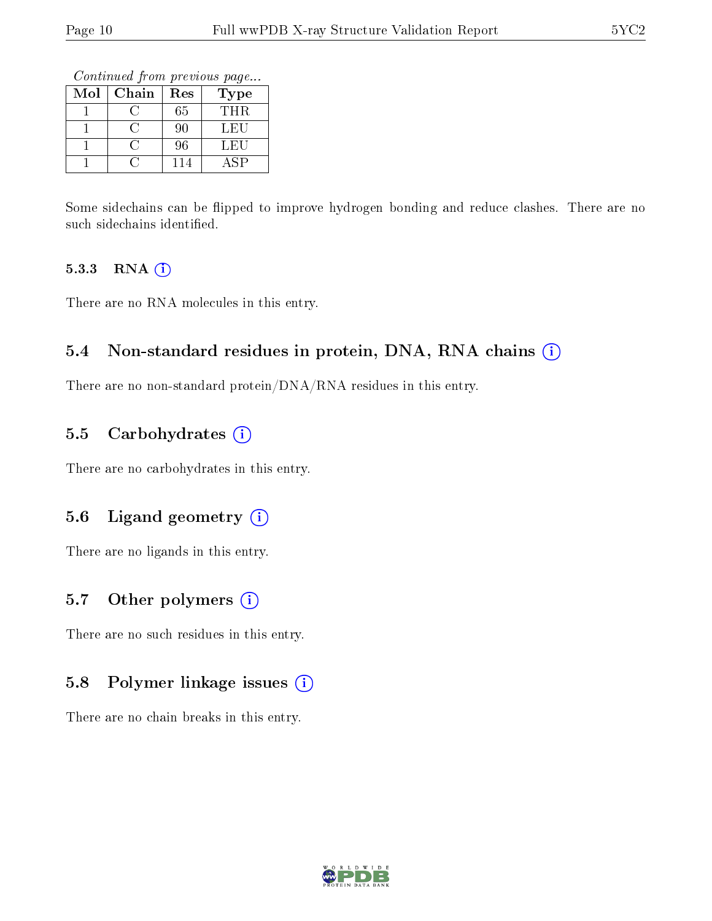*Continued from previous page...*

| Mol | Chain | Res | Type |
|---|---|---|---|
| 1 | C | 65 | THR |
| 1 | C | 90 | LEU |
| 1 | C | 96 | LEU |
| 1 | C | 114 | ASP |

Some sidechains can be flipped to improve hydrogen bonding and reduce clashes. There are no such sidechains identified.

#### 5.3.3 RNA

There are no RNA molecules in this entry.

### 5.4 Non-standard residues in protein, DNA, RNA chains

There are no non-standard protein/DNA/RNA residues in this entry.

### 5.5 Carbohydrates

There are no carbohydrates in this entry.

### 5.6 Ligand geometry

There are no ligands in this entry.

### 5.7 Other polymers

There are no such residues in this entry.

### 5.8 Polymer linkage issues

There are no chain breaks in this entry.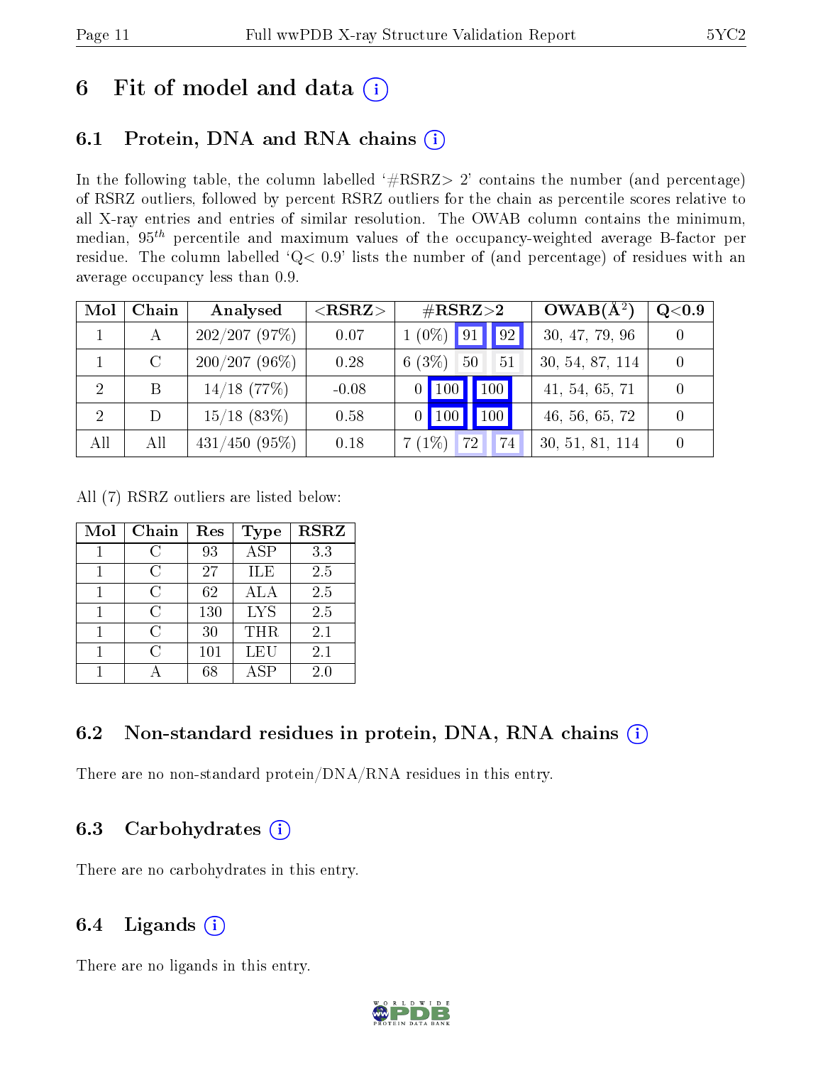# 6 Fit of model and data (i)

## 6.1 Protein, DNA and RNA chains (i)

In the following table, the column labelled '#RSRZ> 2' contains the number (and percentage) of RSRZ outliers, followed by percent RSRZ outliers for the chain as percentile scores relative to all X-ray entries and entries of similar resolution. The OWAB column contains the minimum, median, $95^{th}$ percentile and maximum values of the occupancy-weighted average B-factor per residue. The column labelled 'Q< 0.9' lists the number of (and percentage) of residues with an average occupancy less than 0.9.

| Mol | Chain | Analysed | <RSRZ> | #RSRZ>2 | | | OWAB(Å$^2$) | Q<0.9 |
|---|---|---|---|---|---|---|---|---|
| 1 | A | 202/207 (97%) | 0.07 | 1 (0%) | 91 | 92 | 30, 47, 79, 96 | 0 |
| 1 | C | 200/207 (96%) | 0.28 | 6 (3%) | 50 | 51 | 30, 54, 87, 114 | 0 |
| 2 | B | 14/18 (77%) | -0.08 | 0 | 100 | 100 | 41, 54, 65, 71 | 0 |
| 2 | D | 15/18 (83%) | 0.58 | 0 | 100 | 100 | 46, 56, 65, 72 | 0 |
| All | All | 431/450 (95%) | 0.18 | 7 (1%) | 72 | 74 | 30, 51, 81, 114 | 0 |

All (7) RSRZ outliers are listed below:

| Mol | Chain | Res | Type | RSRZ |
|---|---|---|---|---|
| 1 | C | 93 | ASP | 3.3 |
| 1 | C | 27 | ILE | 2.5 |
| 1 | C | 62 | ALA | 2.5 |
| 1 | C | 130 | LYS | 2.5 |
| 1 | C | 30 | THR | 2.1 |
| 1 | C | 101 | LEU | 2.1 |
| 1 | A | 68 | ASP | 2.0 |

## 6.2 Non-standard residues in protein, DNA, RNA chains (i)

There are no non-standard protein/DNA/RNA residues in this entry.

## 6.3 Carbohydrates (i)

There are no carbohydrates in this entry.

## 6.4 Ligands (i)

There are no ligands in this entry.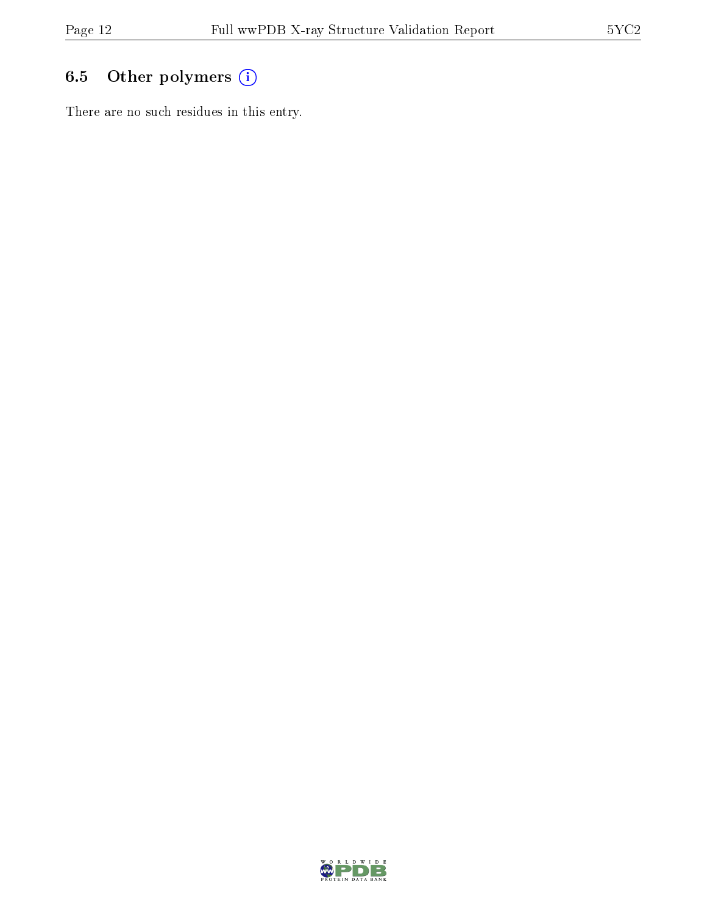### 6.5 Other polymers

There are no such residues in this entry.